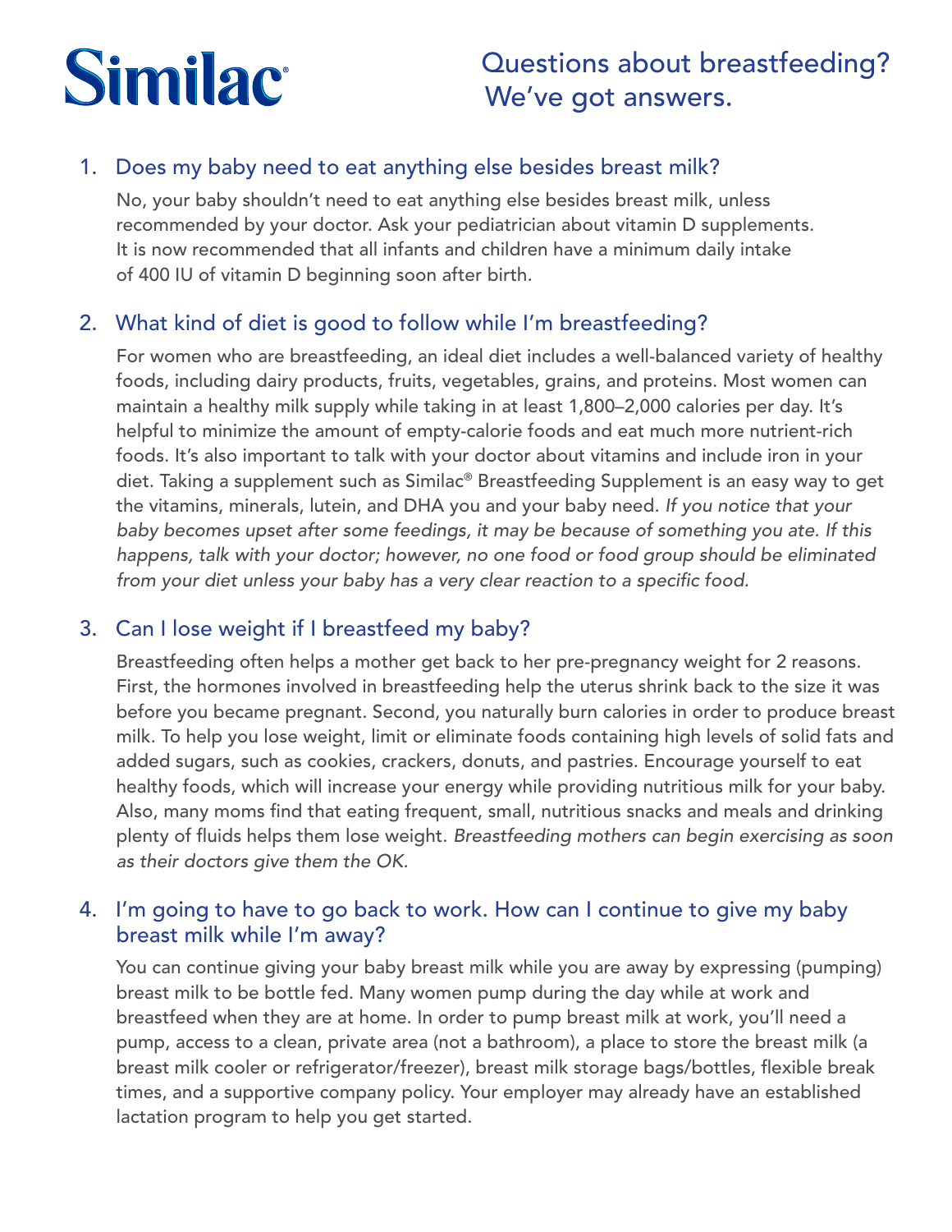Similac®

# Questions about breastfeeding? We've got answers.

## 1. Does my baby need to eat anything else besides breast milk?

No, your baby shouldn't need to eat anything else besides breast milk, unless recommended by your doctor. Ask your pediatrician about vitamin D supplements. It is now recommended that all infants and children have a minimum daily intake of 400 IU of vitamin D beginning soon after birth.

## 2. What kind of diet is good to follow while I'm breastfeeding?

For women who are breastfeeding, an ideal diet includes a well-balanced variety of healthy foods, including dairy products, fruits, vegetables, grains, and proteins. Most women can maintain a healthy milk supply while taking in at least 1,800–2,000 calories per day. It's helpful to minimize the amount of empty-calorie foods and eat much more nutrient-rich foods. It's also important to talk with your doctor about vitamins and include iron in your diet. Taking a supplement such as Similac® Breastfeeding Supplement is an easy way to get the vitamins, minerals, lutein, and DHA you and your baby need. *If you notice that your baby becomes upset after some feedings, it may be because of something you ate. If this happens, talk with your doctor; however, no one food or food group should be eliminated from your diet unless your baby has a very clear reaction to a specific food.*

## 3. Can I lose weight if I breastfeed my baby?

Breastfeeding often helps a mother get back to her pre-pregnancy weight for 2 reasons. First, the hormones involved in breastfeeding help the uterus shrink back to the size it was before you became pregnant. Second, you naturally burn calories in order to produce breast milk. To help you lose weight, limit or eliminate foods containing high levels of solid fats and added sugars, such as cookies, crackers, donuts, and pastries. Encourage yourself to eat healthy foods, which will increase your energy while providing nutritious milk for your baby. Also, many moms find that eating frequent, small, nutritious snacks and meals and drinking plenty of fluids helps them lose weight. *Breastfeeding mothers can begin exercising as soon as their doctors give them the OK.*

## 4. I'm going to have to go back to work. How can I continue to give my baby breast milk while I'm away?

You can continue giving your baby breast milk while you are away by expressing (pumping) breast milk to be bottle fed. Many women pump during the day while at work and breastfeed when they are at home. In order to pump breast milk at work, you'll need a pump, access to a clean, private area (not a bathroom), a place to store the breast milk (a breast milk cooler or refrigerator/freezer), breast milk storage bags/bottles, flexible break times, and a supportive company policy. Your employer may already have an established lactation program to help you get started.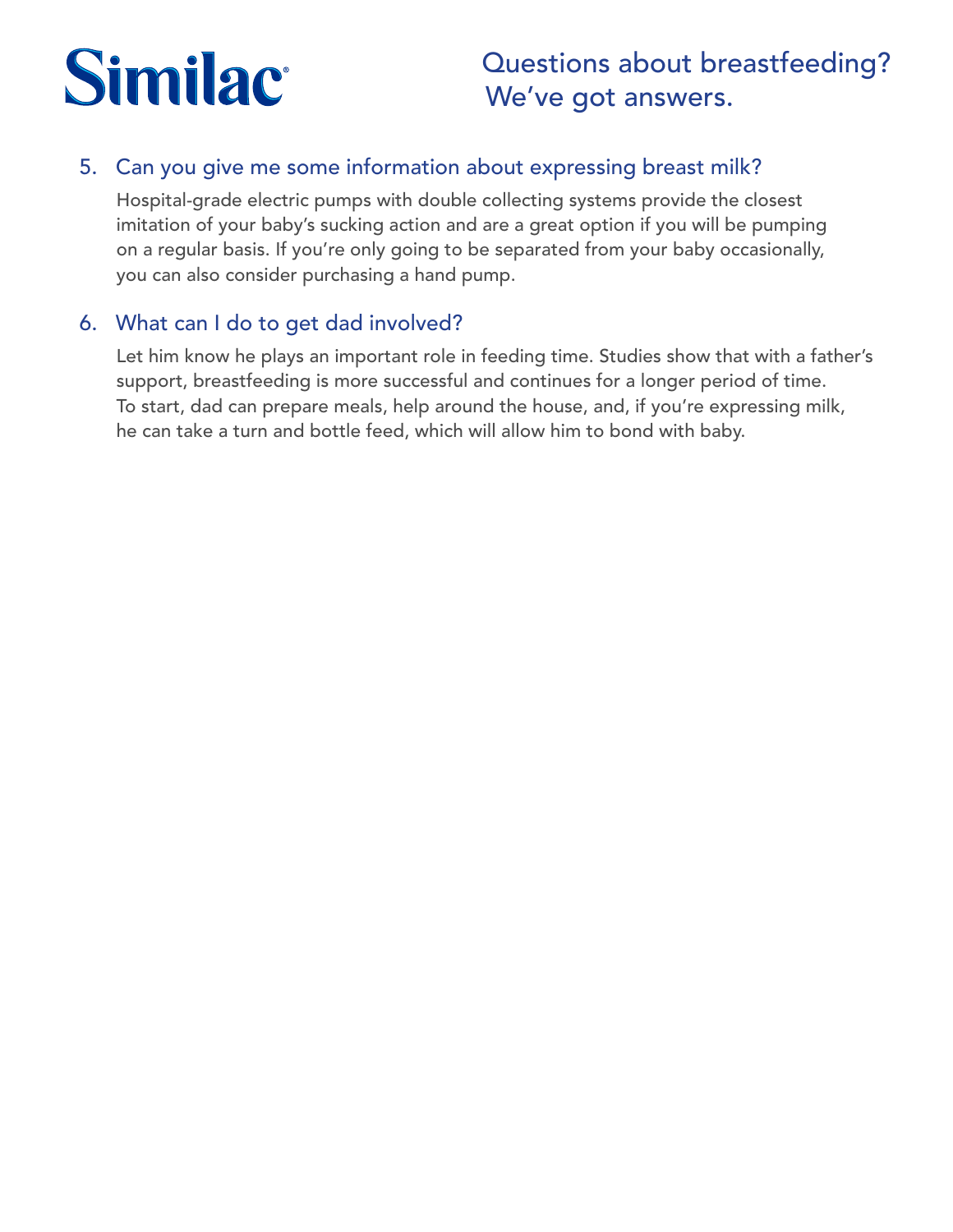## 5. Can you give me some information about expressing breast milk?

Hospital-grade electric pumps with double collecting systems provide the closest imitation of your baby's sucking action and are a great option if you will be pumping on a regular basis. If you're only going to be separated from your baby occasionally, you can also consider purchasing a hand pump.

## 6. What can I do to get dad involved?

Let him know he plays an important role in feeding time. Studies show that with a father's support, breastfeeding is more successful and continues for a longer period of time. To start, dad can prepare meals, help around the house, and, if you're expressing milk, he can take a turn and bottle feed, which will allow him to bond with baby.